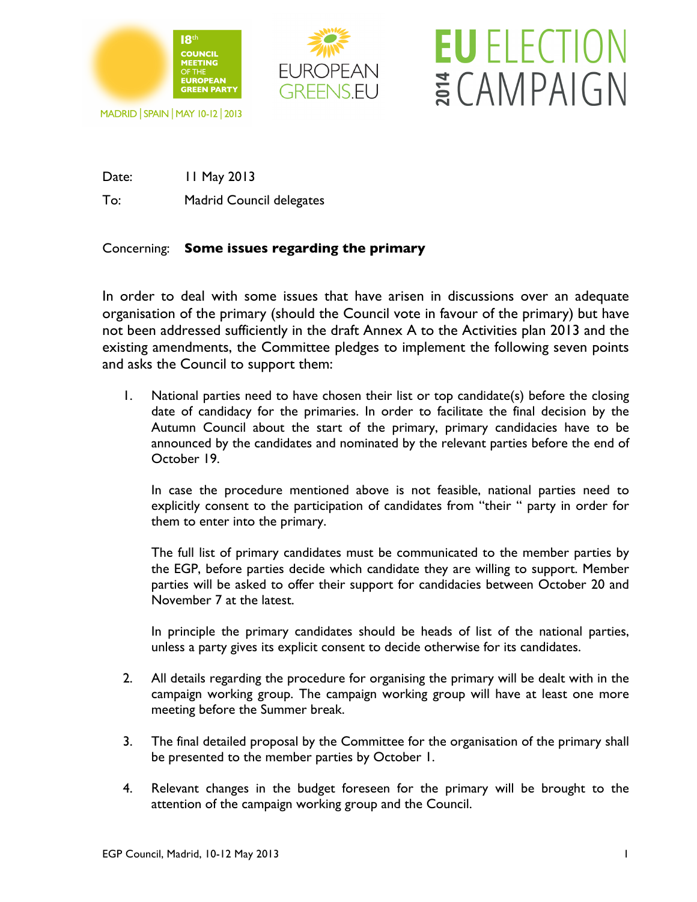18th COUNCIL MEETING OF THE EUROPEAN GREEN PARTY

MADRID | SPAIN | MAY 10-12 | 2013

EUROPEAN GREENS.EU

EU ELECTION 2014 CAMPAIGN

Date: 11 May 2013

To: Madrid Council delegates

Concerning: **Some issues regarding the primary**

In order to deal with some issues that have arisen in discussions over an adequate organisation of the primary (should the Council vote in favour of the primary) but have not been addressed sufficiently in the draft Annex A to the Activities plan 2013 and the existing amendments, the Committee pledges to implement the following seven points and asks the Council to support them:

1. National parties need to have chosen their list or top candidate(s) before the closing date of candidacy for the primaries. In order to facilitate the final decision by the Autumn Council about the start of the primary, primary candidacies have to be announced by the candidates and nominated by the relevant parties before the end of October 19.

   In case the procedure mentioned above is not feasible, national parties need to explicitly consent to the participation of candidates from "their " party in order for them to enter into the primary.

   The full list of primary candidates must be communicated to the member parties by the EGP, before parties decide which candidate they are willing to support. Member parties will be asked to offer their support for candidacies between October 20 and November 7 at the latest.

   In principle the primary candidates should be heads of list of the national parties, unless a party gives its explicit consent to decide otherwise for its candidates.

2. All details regarding the procedure for organising the primary will be dealt with in the campaign working group. The campaign working group will have at least one more meeting before the Summer break.

3. The final detailed proposal by the Committee for the organisation of the primary shall be presented to the member parties by October 1.

4. Relevant changes in the budget foreseen for the primary will be brought to the attention of the campaign working group and the Council.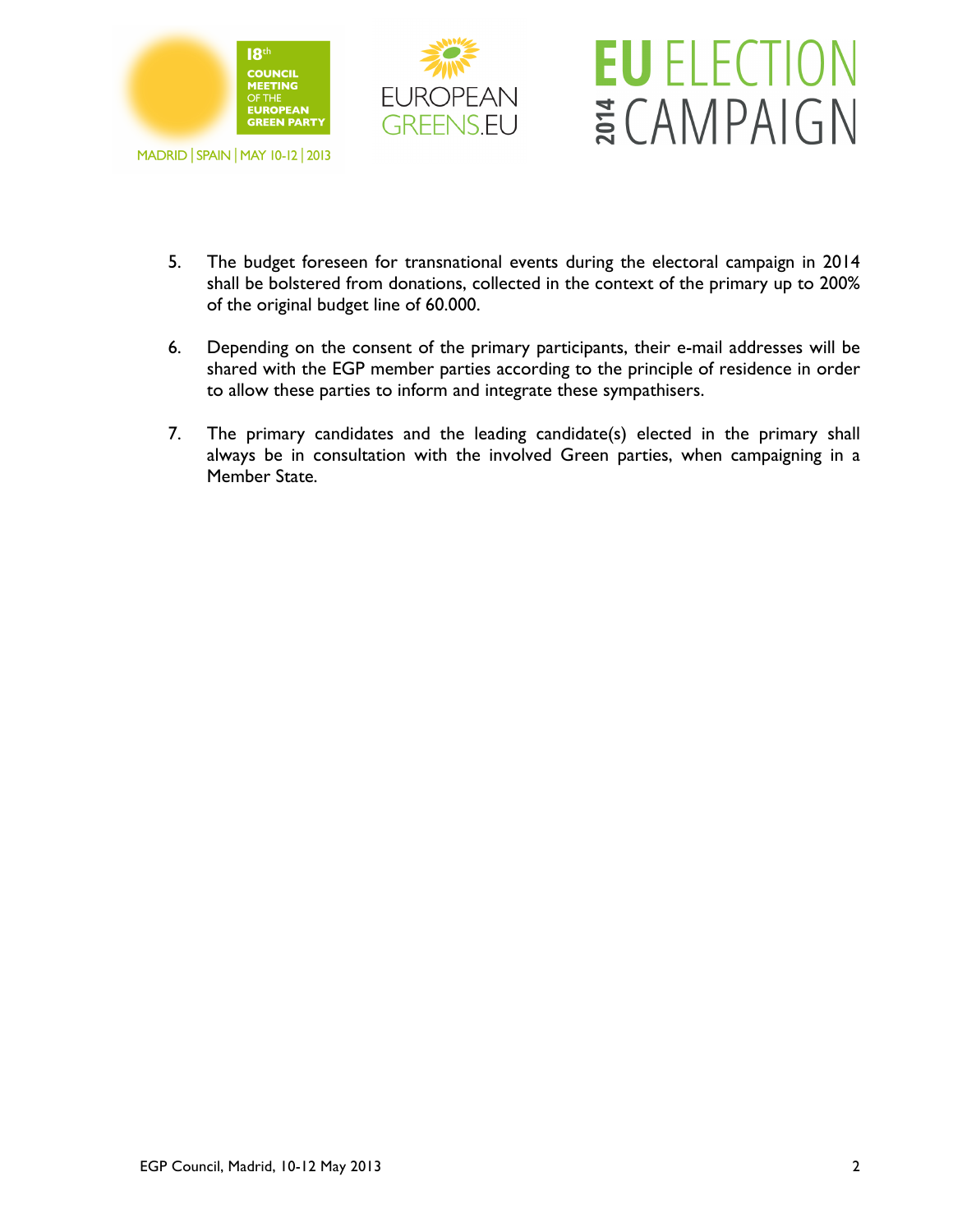5. The budget foreseen for transnational events during the electoral campaign in 2014 shall be bolstered from donations, collected in the context of the primary up to 200% of the original budget line of 60.000.

6. Depending on the consent of the primary participants, their e-mail addresses will be shared with the EGP member parties according to the principle of residence in order to allow these parties to inform and integrate these sympathisers.

7. The primary candidates and the leading candidate(s) elected in the primary shall always be in consultation with the involved Green parties, when campaigning in a Member State.